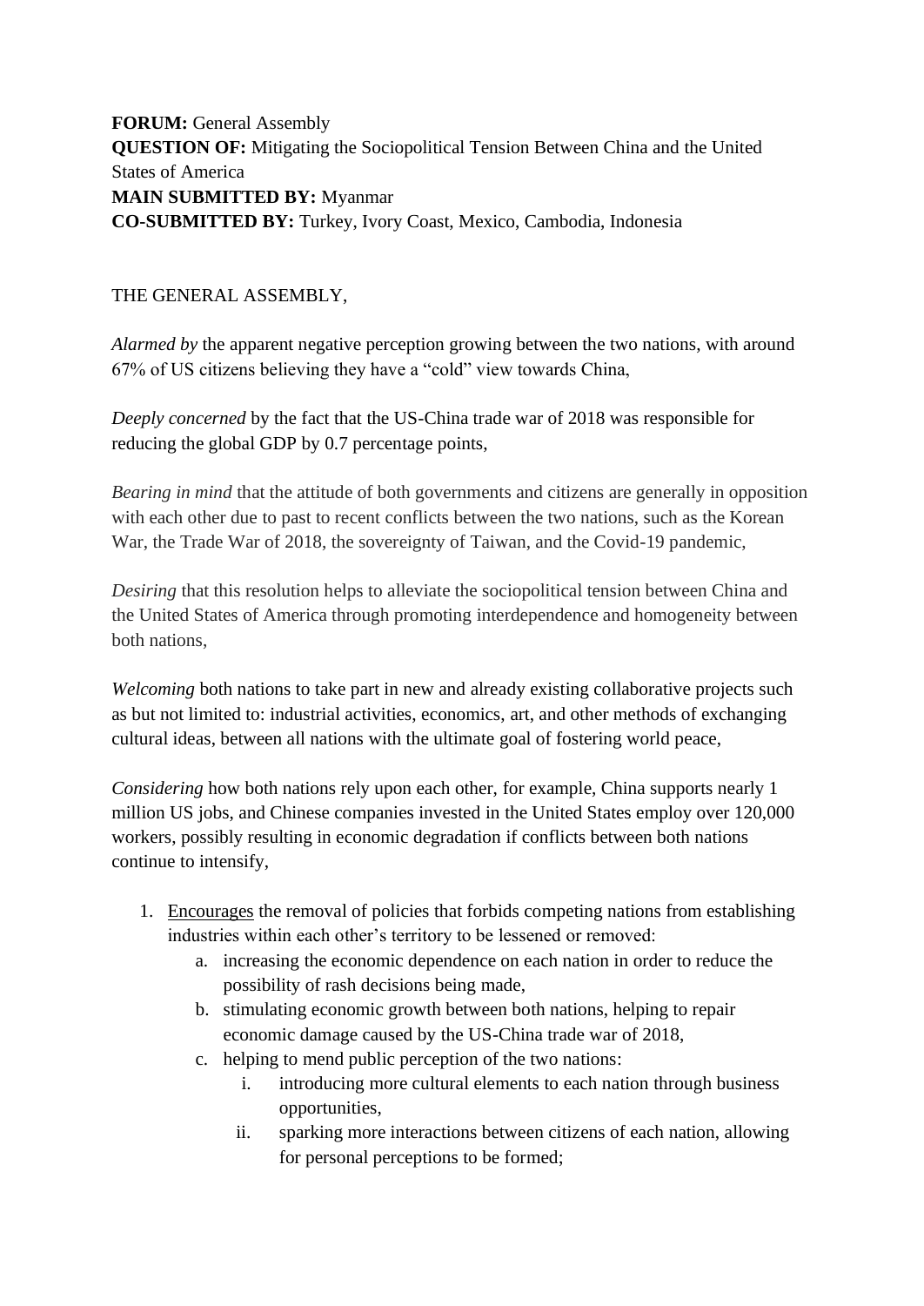**FORUM:** General Assembly
**QUESTION OF:** Mitigating the Sociopolitical Tension Between China and the United States of America
**MAIN SUBMITTED BY:** Myanmar
**CO-SUBMITTED BY:** Turkey, Ivory Coast, Mexico, Cambodia, Indonesia

THE GENERAL ASSEMBLY,

*Alarmed by* the apparent negative perception growing between the two nations, with around 67% of US citizens believing they have a "cold" view towards China,

*Deeply concerned* by the fact that the US-China trade war of 2018 was responsible for reducing the global GDP by 0.7 percentage points,

*Bearing in mind* that the attitude of both governments and citizens are generally in opposition with each other due to past to recent conflicts between the two nations, such as the Korean War, the Trade War of 2018, the sovereignty of Taiwan, and the Covid-19 pandemic,

*Desiring* that this resolution helps to alleviate the sociopolitical tension between China and the United States of America through promoting interdependence and homogeneity between both nations,

*Welcoming* both nations to take part in new and already existing collaborative projects such as but not limited to: industrial activities, economics, art, and other methods of exchanging cultural ideas, between all nations with the ultimate goal of fostering world peace,

*Considering* how both nations rely upon each other, for example, China supports nearly 1 million US jobs, and Chinese companies invested in the United States employ over 120,000 workers, possibly resulting in economic degradation if conflicts between both nations continue to intensify,

1. <u>Encourages</u> the removal of policies that forbids competing nations from establishing industries within each other's territory to be lessened or removed:
    a. increasing the economic dependence on each nation in order to reduce the possibility of rash decisions being made,
    b. stimulating economic growth between both nations, helping to repair economic damage caused by the US-China trade war of 2018,
    c. helping to mend public perception of the two nations:
        i. introducing more cultural elements to each nation through business opportunities,
        ii. sparking more interactions between citizens of each nation, allowing for personal perceptions to be formed;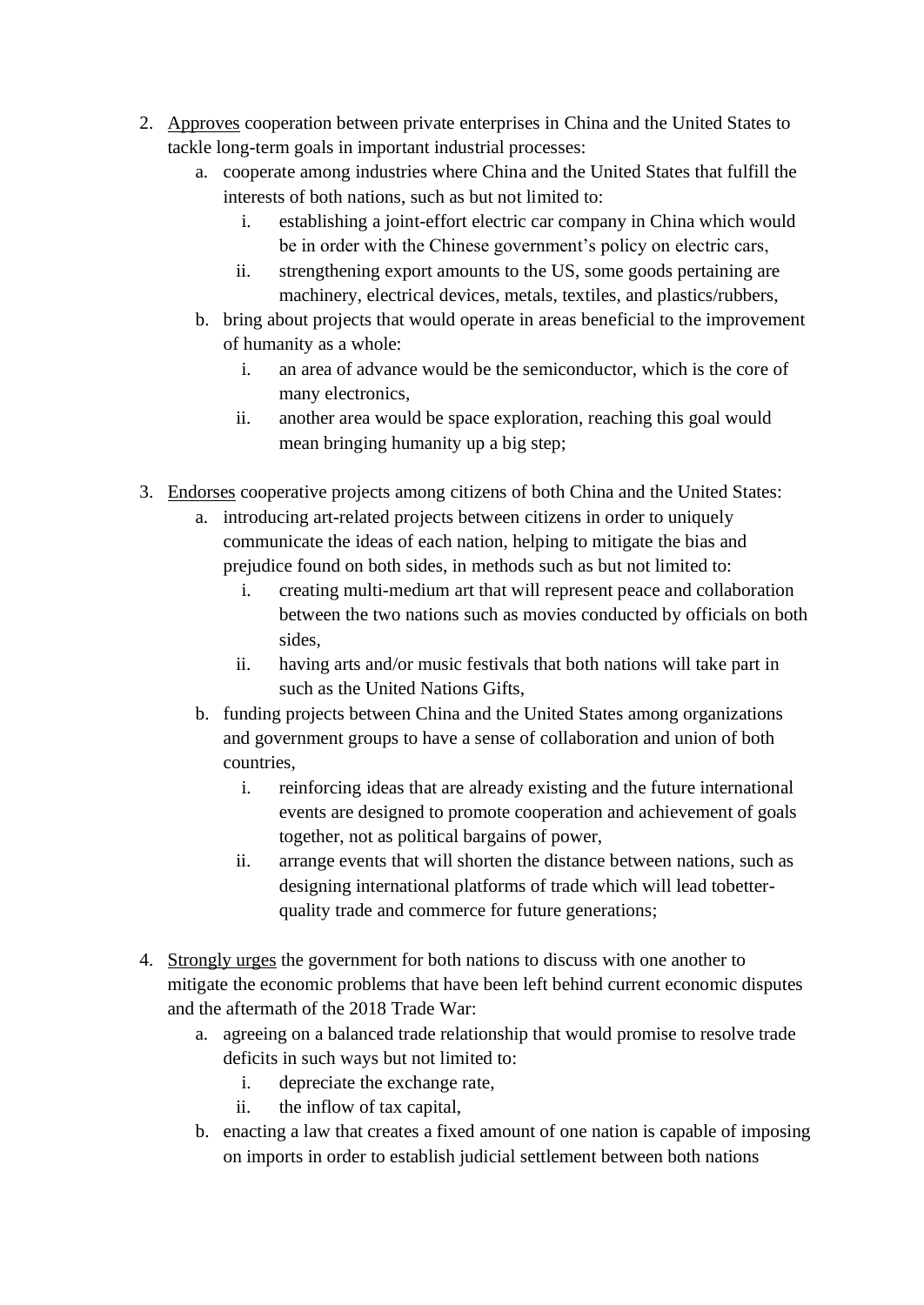2. <u>Approves</u> cooperation between private enterprises in China and the United States to tackle long-term goals in important industrial processes:
    a. cooperate among industries where China and the United States that fulfill the interests of both nations, such as but not limited to:
        i. establishing a joint-effort electric car company in China which would be in order with the Chinese government's policy on electric cars,
        ii. strengthening export amounts to the US, some goods pertaining are machinery, electrical devices, metals, textiles, and plastics/rubbers,
    b. bring about projects that would operate in areas beneficial to the improvement of humanity as a whole:
        i. an area of advance would be the semiconductor, which is the core of many electronics,
        ii. another area would be space exploration, reaching this goal would mean bringing humanity up a big step;

3. <u>Endorses</u> cooperative projects among citizens of both China and the United States:
    a. introducing art-related projects between citizens in order to uniquely communicate the ideas of each nation, helping to mitigate the bias and prejudice found on both sides, in methods such as but not limited to:
        i. creating multi-medium art that will represent peace and collaboration between the two nations such as movies conducted by officials on both sides,
        ii. having arts and/or music festivals that both nations will take part in such as the United Nations Gifts,
    b. funding projects between China and the United States among organizations and government groups to have a sense of collaboration and union of both countries,
        i. reinforcing ideas that are already existing and the future international events are designed to promote cooperation and achievement of goals together, not as political bargains of power,
        ii. arrange events that will shorten the distance between nations, such as designing international platforms of trade which will lead tobetter-quality trade and commerce for future generations;

4. <u>Strongly urges</u> the government for both nations to discuss with one another to mitigate the economic problems that have been left behind current economic disputes and the aftermath of the 2018 Trade War:
    a. agreeing on a balanced trade relationship that would promise to resolve trade deficits in such ways but not limited to:
        i. depreciate the exchange rate,
        ii. the inflow of tax capital,
    b. enacting a law that creates a fixed amount of one nation is capable of imposing on imports in order to establish judicial settlement between both nations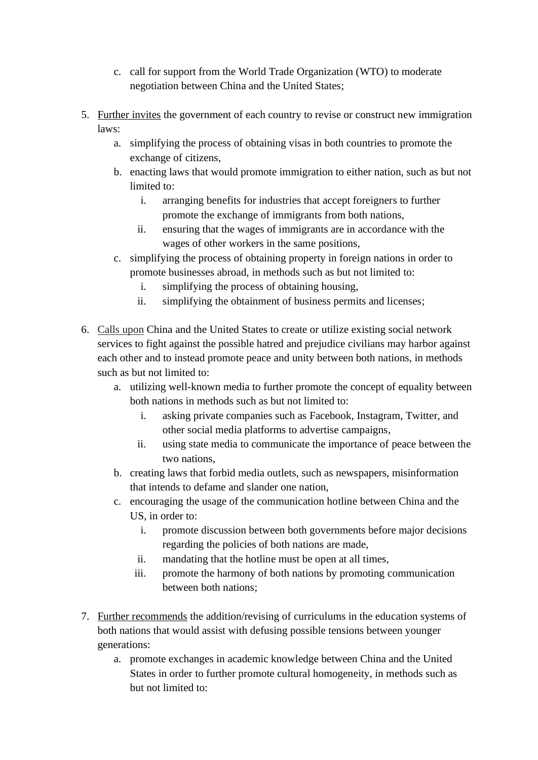c. call for support from the World Trade Organization (WTO) to moderate negotiation between China and the United States;

5. <u>Further invites</u> the government of each country to revise or construct new immigration laws:
   a. simplifying the process of obtaining visas in both countries to promote the exchange of citizens,
   b. enacting laws that would promote immigration to either nation, such as but not limited to:
      i. arranging benefits for industries that accept foreigners to further promote the exchange of immigrants from both nations,
      ii. ensuring that the wages of immigrants are in accordance with the wages of other workers in the same positions,
   c. simplifying the process of obtaining property in foreign nations in order to promote businesses abroad, in methods such as but not limited to:
      i. simplifying the process of obtaining housing,
      ii. simplifying the obtainment of business permits and licenses;

6. <u>Calls upon</u> China and the United States to create or utilize existing social network services to fight against the possible hatred and prejudice civilians may harbor against each other and to instead promote peace and unity between both nations, in methods such as but not limited to:
   a. utilizing well-known media to further promote the concept of equality between both nations in methods such as but not limited to:
      i. asking private companies such as Facebook, Instagram, Twitter, and other social media platforms to advertise campaigns,
      ii. using state media to communicate the importance of peace between the two nations,
   b. creating laws that forbid media outlets, such as newspapers, misinformation that intends to defame and slander one nation,
   c. encouraging the usage of the communication hotline between China and the US, in order to:
      i. promote discussion between both governments before major decisions regarding the policies of both nations are made,
      ii. mandating that the hotline must be open at all times,
      iii. promote the harmony of both nations by promoting communication between both nations;

7. <u>Further recommends</u> the addition/revising of curriculums in the education systems of both nations that would assist with defusing possible tensions between younger generations:
   a. promote exchanges in academic knowledge between China and the United States in order to further promote cultural homogeneity, in methods such as but not limited to: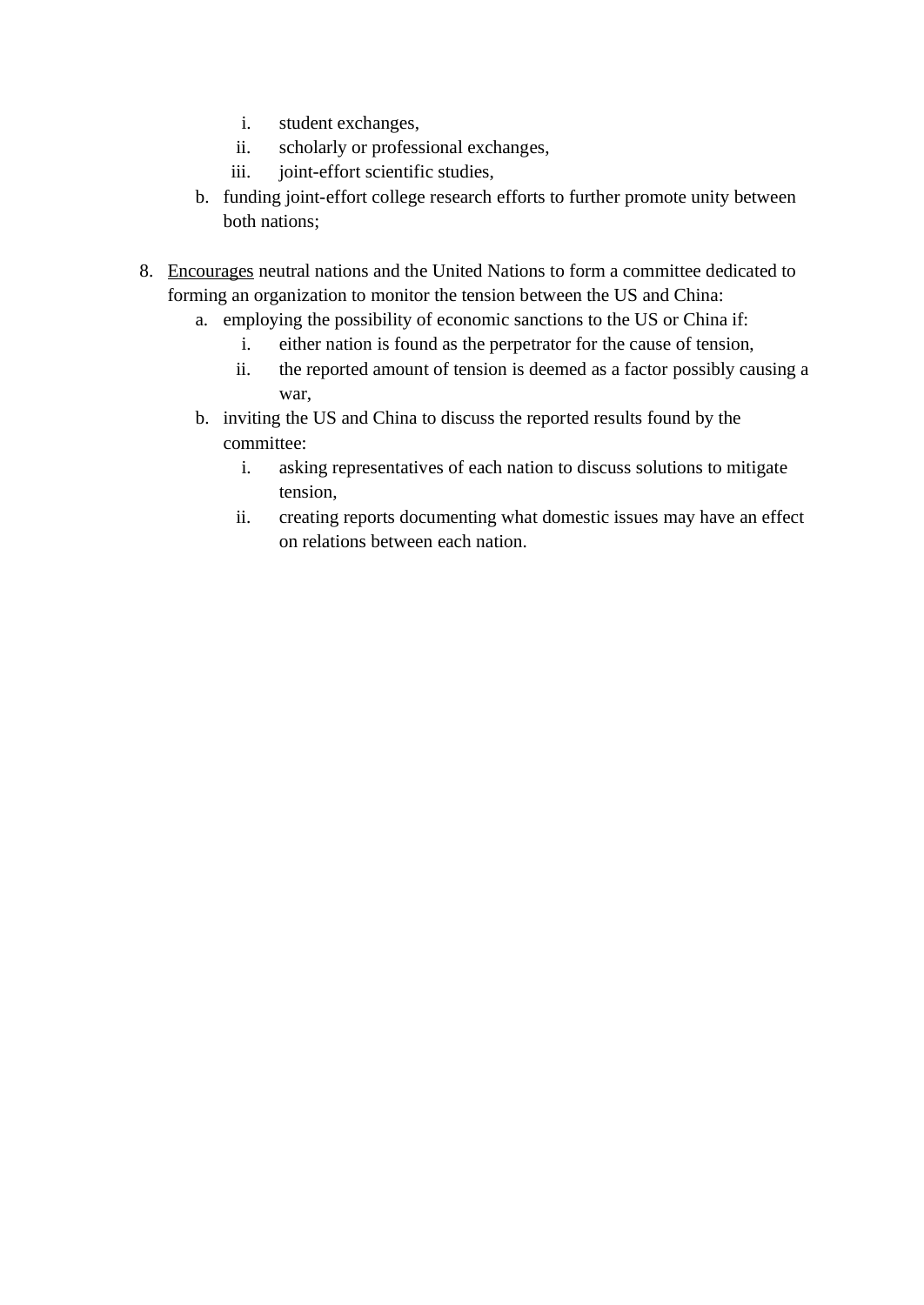i. student exchanges,
    ii. scholarly or professional exchanges,
    iii. joint-effort scientific studies,
  b. funding joint-effort college research efforts to further promote unity between both nations;

8. <u>Encourages</u> neutral nations and the United Nations to form a committee dedicated to forming an organization to monitor the tension between the US and China:
  a. employing the possibility of economic sanctions to the US or China if:
    i. either nation is found as the perpetrator for the cause of tension,
    ii. the reported amount of tension is deemed as a factor possibly causing a war,
  b. inviting the US and China to discuss the reported results found by the committee:
    i. asking representatives of each nation to discuss solutions to mitigate tension,
    ii. creating reports documenting what domestic issues may have an effect on relations between each nation.